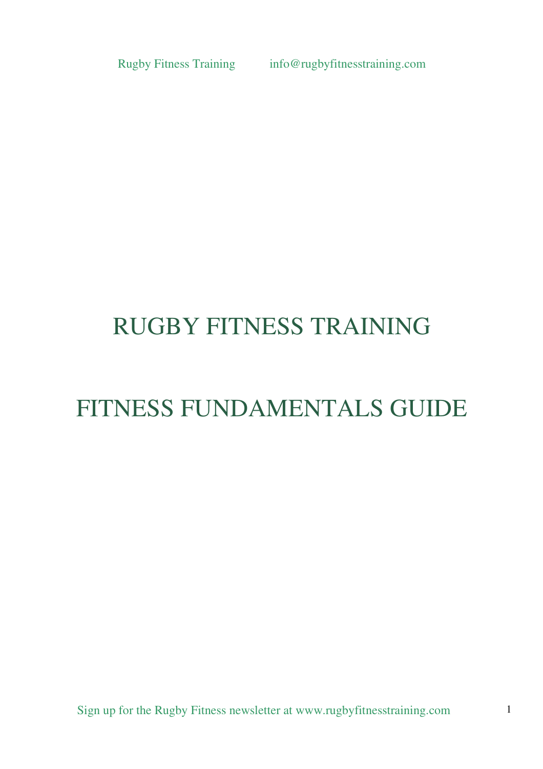# RUGBY FITNESS TRAINING

# FITNESS FUNDAMENTALS GUIDE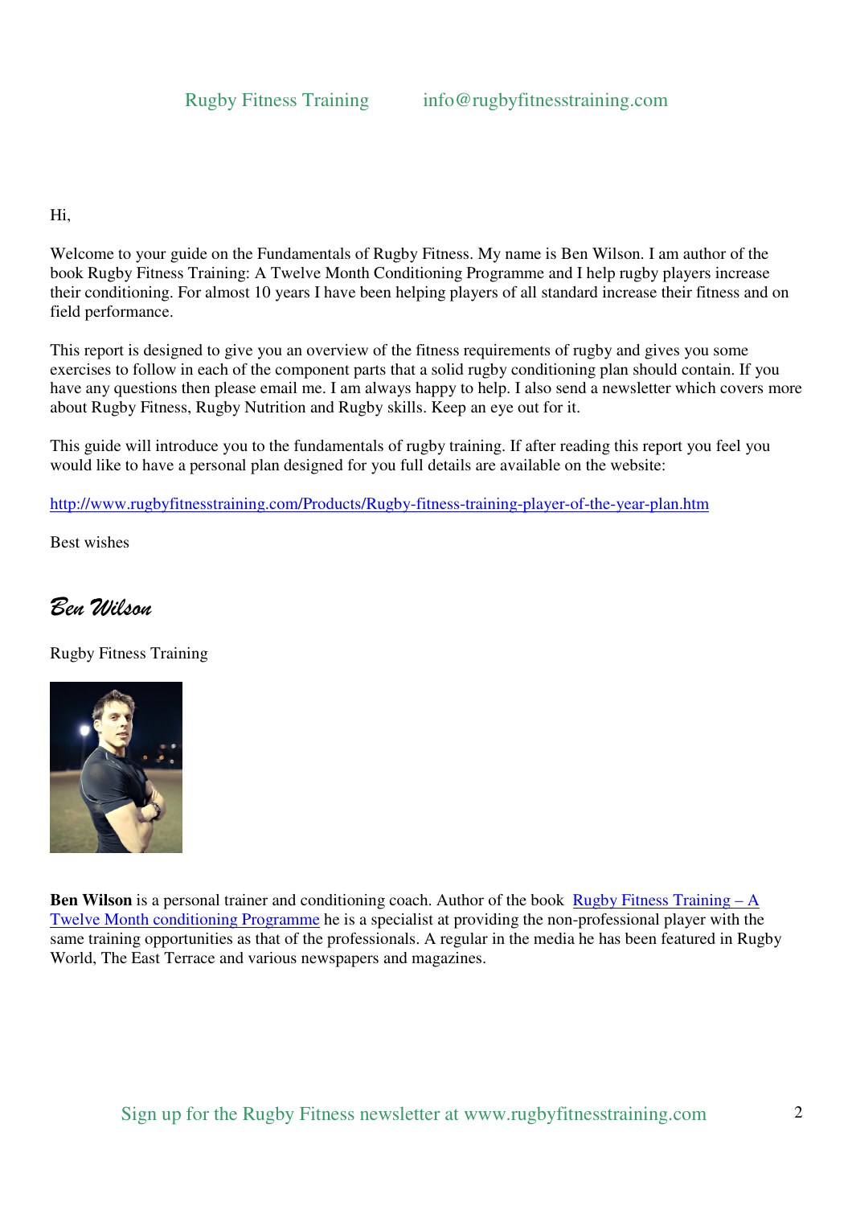Hi,

Welcome to your guide on the Fundamentals of Rugby Fitness. My name is Ben Wilson. I am author of the book Rugby Fitness Training: A Twelve Month Conditioning Programme and I help rugby players increase their conditioning. For almost 10 years I have been helping players of all standard increase their fitness and on field performance.

This report is designed to give you an overview of the fitness requirements of rugby and gives you some exercises to follow in each of the component parts that a solid rugby conditioning plan should contain. If you have any questions then please email me. I am always happy to help. I also send a newsletter which covers more about Rugby Fitness, Rugby Nutrition and Rugby skills. Keep an eye out for it.

This guide will introduce you to the fundamentals of rugby training. If after reading this report you feel you would like to have a personal plan designed for you full details are available on the website:

[http://www.rugbyfitnesstraining.com/Products/Rugby-fitness-training-player-of-the-year-plan.htm](http://www.rugbyfitnesstraining.com/Products/Rugby-fitness-training-player-of-the-year-plan.htm)

Best wishes

*Ben Wilson*

Rugby Fitness Training

**Ben Wilson** is a personal trainer and conditioning coach. Author of the book [Rugby Fitness Training – A Twelve Month conditioning Programme]() he is a specialist at providing the non-professional player with the same training opportunities as that of the professionals. A regular in the media he has been featured in Rugby World, The East Terrace and various newspapers and magazines.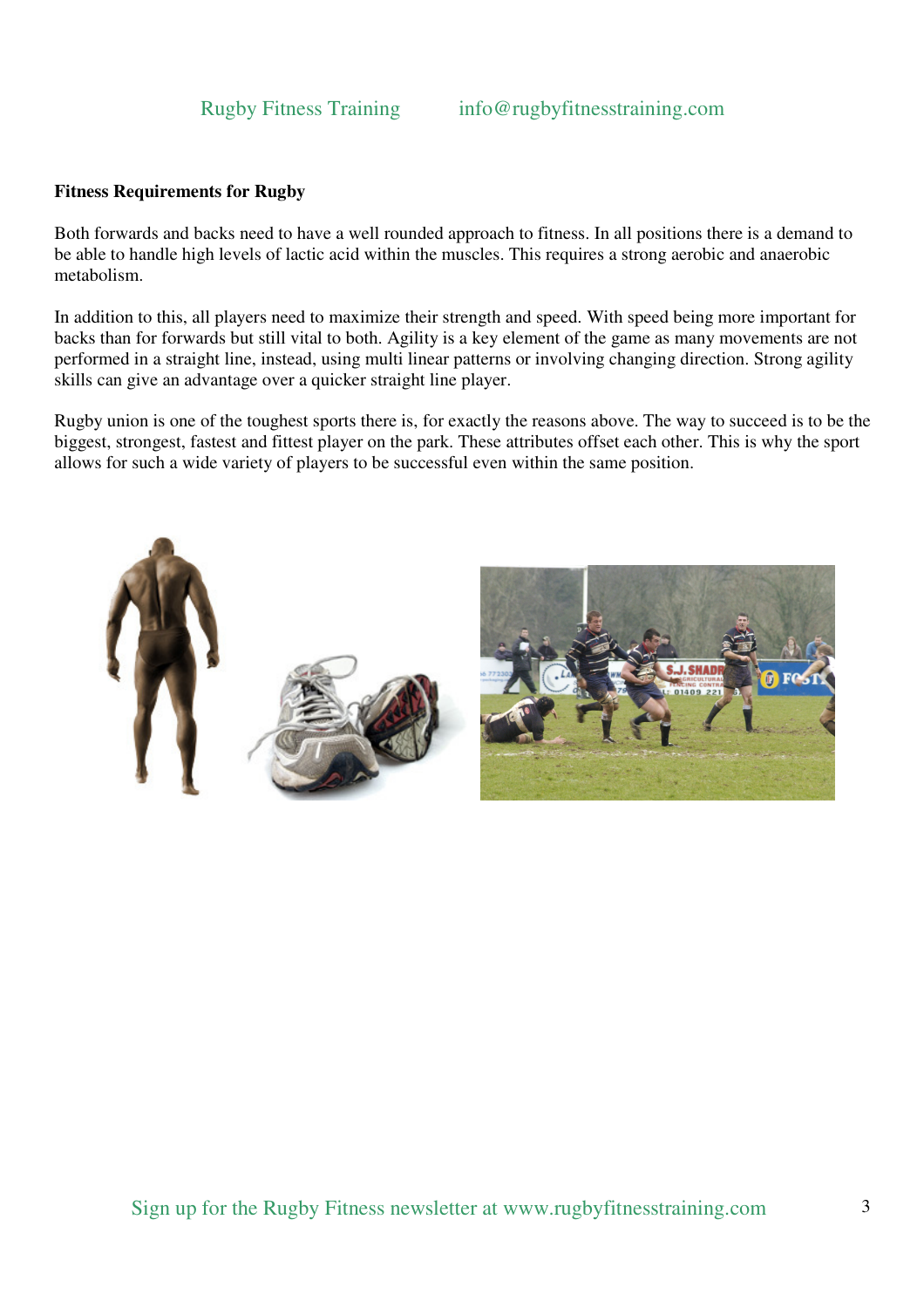**Fitness Requirements for Rugby**

Both forwards and backs need to have a well rounded approach to fitness. In all positions there is a demand to be able to handle high levels of lactic acid within the muscles. This requires a strong aerobic and anaerobic metabolism.

In addition to this, all players need to maximize their strength and speed. With speed being more important for backs than for forwards but still vital to both. Agility is a key element of the game as many movements are not performed in a straight line, instead, using multi linear patterns or involving changing direction. Strong agility skills can give an advantage over a quicker straight line player.

Rugby union is one of the toughest sports there is, for exactly the reasons above. The way to succeed is to be the biggest, strongest, fastest and fittest player on the park. These attributes offset each other. This is why the sport allows for such a wide variety of players to be successful even within the same position.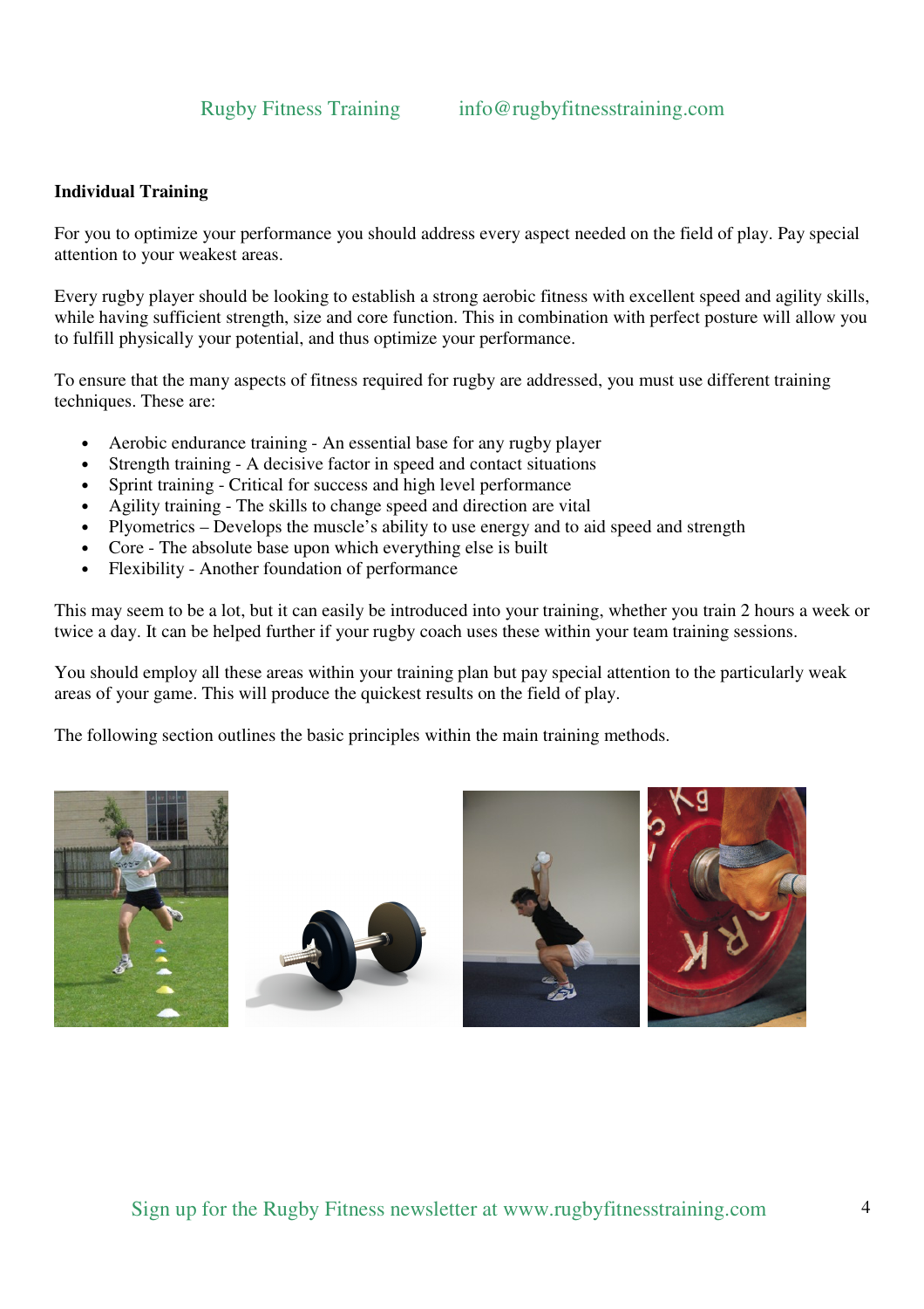## Individual Training

For you to optimize your performance you should address every aspect needed on the field of play. Pay special attention to your weakest areas.

Every rugby player should be looking to establish a strong aerobic fitness with excellent speed and agility skills, while having sufficient strength, size and core function. This in combination with perfect posture will allow you to fulfill physically your potential, and thus optimize your performance.

To ensure that the many aspects of fitness required for rugby are addressed, you must use different training techniques. These are:

- Aerobic endurance training - An essential base for any rugby player
- Strength training - A decisive factor in speed and contact situations
- Sprint training - Critical for success and high level performance
- Agility training - The skills to change speed and direction are vital
- Plyometrics – Develops the muscle's ability to use energy and to aid speed and strength
- Core - The absolute base upon which everything else is built
- Flexibility - Another foundation of performance

This may seem to be a lot, but it can easily be introduced into your training, whether you train 2 hours a week or twice a day. It can be helped further if your rugby coach uses these within your team training sessions.

You should employ all these areas within your training plan but pay special attention to the particularly weak areas of your game. This will produce the quickest results on the field of play.

The following section outlines the basic principles within the main training methods.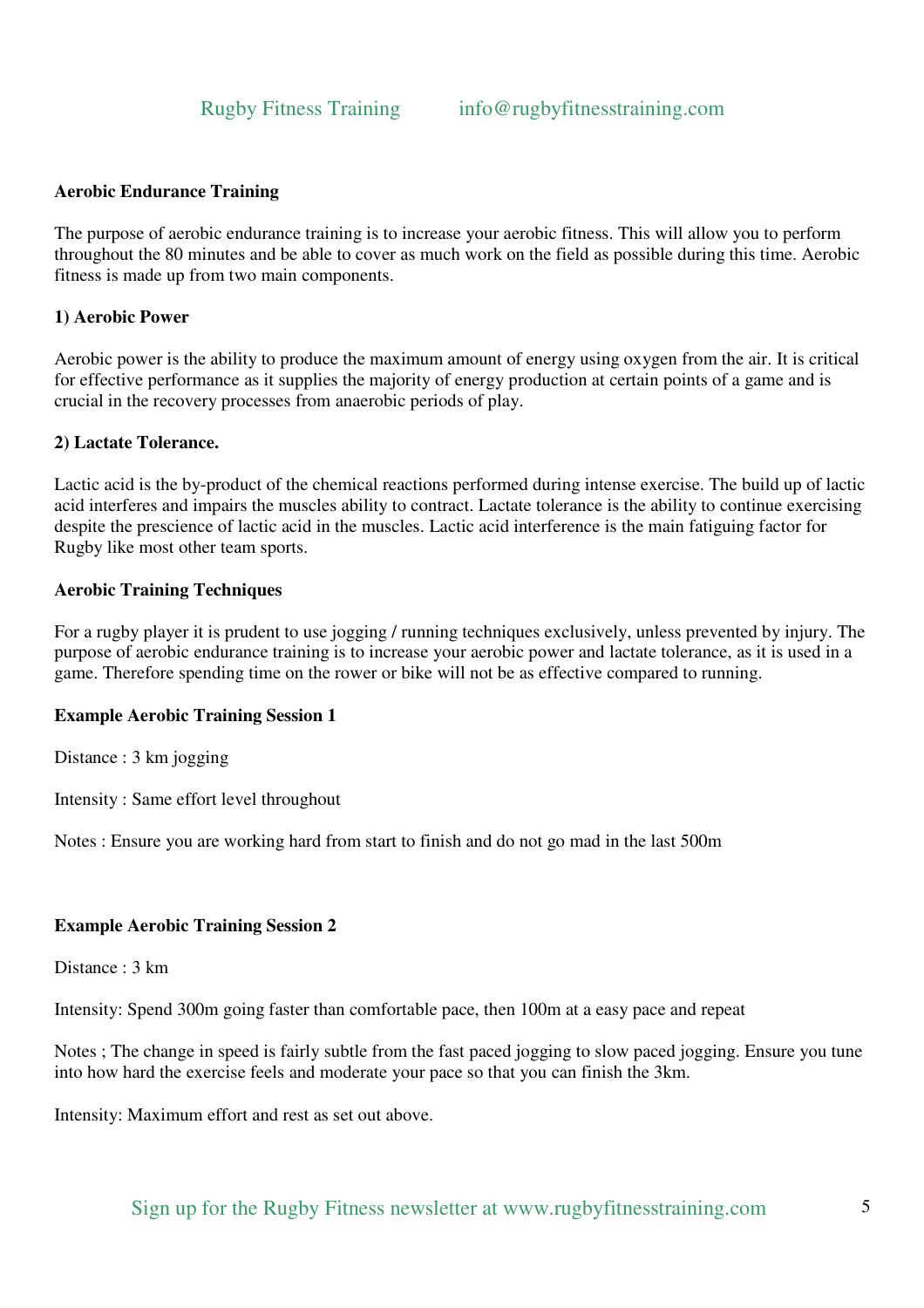**Aerobic Endurance Training**

The purpose of aerobic endurance training is to increase your aerobic fitness. This will allow you to perform throughout the 80 minutes and be able to cover as much work on the field as possible during this time. Aerobic fitness is made up from two main components.

**1) Aerobic Power**

Aerobic power is the ability to produce the maximum amount of energy using oxygen from the air. It is critical for effective performance as it supplies the majority of energy production at certain points of a game and is crucial in the recovery processes from anaerobic periods of play.

**2) Lactate Tolerance.**

Lactic acid is the by-product of the chemical reactions performed during intense exercise. The build up of lactic acid interferes and impairs the muscles ability to contract. Lactate tolerance is the ability to continue exercising despite the prescience of lactic acid in the muscles. Lactic acid interference is the main fatiguing factor for Rugby like most other team sports.

**Aerobic Training Techniques**

For a rugby player it is prudent to use jogging / running techniques exclusively, unless prevented by injury. The purpose of aerobic endurance training is to increase your aerobic power and lactate tolerance, as it is used in a game. Therefore spending time on the rower or bike will not be as effective compared to running.

**Example Aerobic Training Session 1**

Distance : 3 km jogging

Intensity : Same effort level throughout

Notes : Ensure you are working hard from start to finish and do not go mad in the last 500m

**Example Aerobic Training Session 2**

Distance : 3 km

Intensity: Spend 300m going faster than comfortable pace, then 100m at a easy pace and repeat

Notes ; The change in speed is fairly subtle from the fast paced jogging to slow paced jogging. Ensure you tune into how hard the exercise feels and moderate your pace so that you can finish the 3km.

Intensity: Maximum effort and rest as set out above.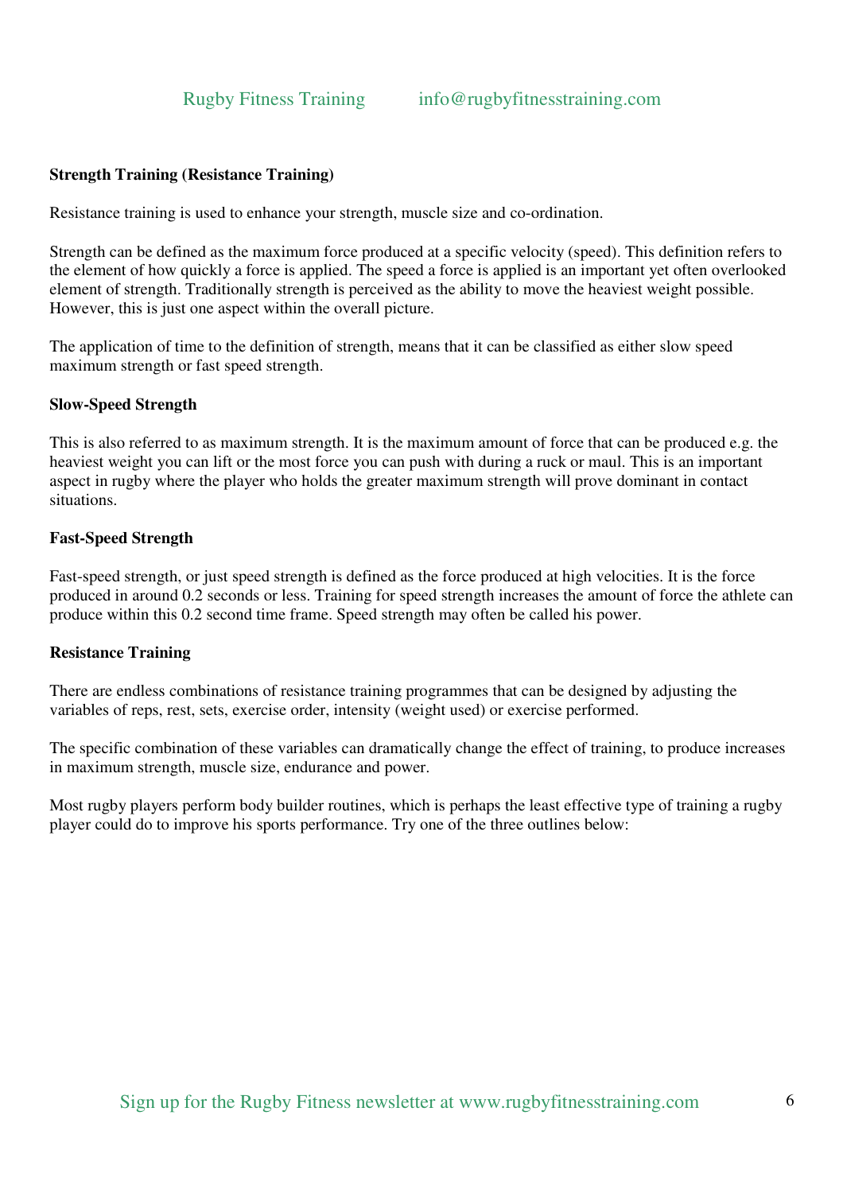## Strength Training (Resistance Training)

Resistance training is used to enhance your strength, muscle size and co-ordination.

Strength can be defined as the maximum force produced at a specific velocity (speed). This definition refers to the element of how quickly a force is applied. The speed a force is applied is an important yet often overlooked element of strength. Traditionally strength is perceived as the ability to move the heaviest weight possible. However, this is just one aspect within the overall picture.

The application of time to the definition of strength, means that it can be classified as either slow speed maximum strength or fast speed strength.

### Slow-Speed Strength

This is also referred to as maximum strength. It is the maximum amount of force that can be produced e.g. the heaviest weight you can lift or the most force you can push with during a ruck or maul. This is an important aspect in rugby where the player who holds the greater maximum strength will prove dominant in contact situations.

### Fast-Speed Strength

Fast-speed strength, or just speed strength is defined as the force produced at high velocities. It is the force produced in around 0.2 seconds or less. Training for speed strength increases the amount of force the athlete can produce within this 0.2 second time frame. Speed strength may often be called his power.

### Resistance Training

There are endless combinations of resistance training programmes that can be designed by adjusting the variables of reps, rest, sets, exercise order, intensity (weight used) or exercise performed.

The specific combination of these variables can dramatically change the effect of training, to produce increases in maximum strength, muscle size, endurance and power.

Most rugby players perform body builder routines, which is perhaps the least effective type of training a rugby player could do to improve his sports performance. Try one of the three outlines below: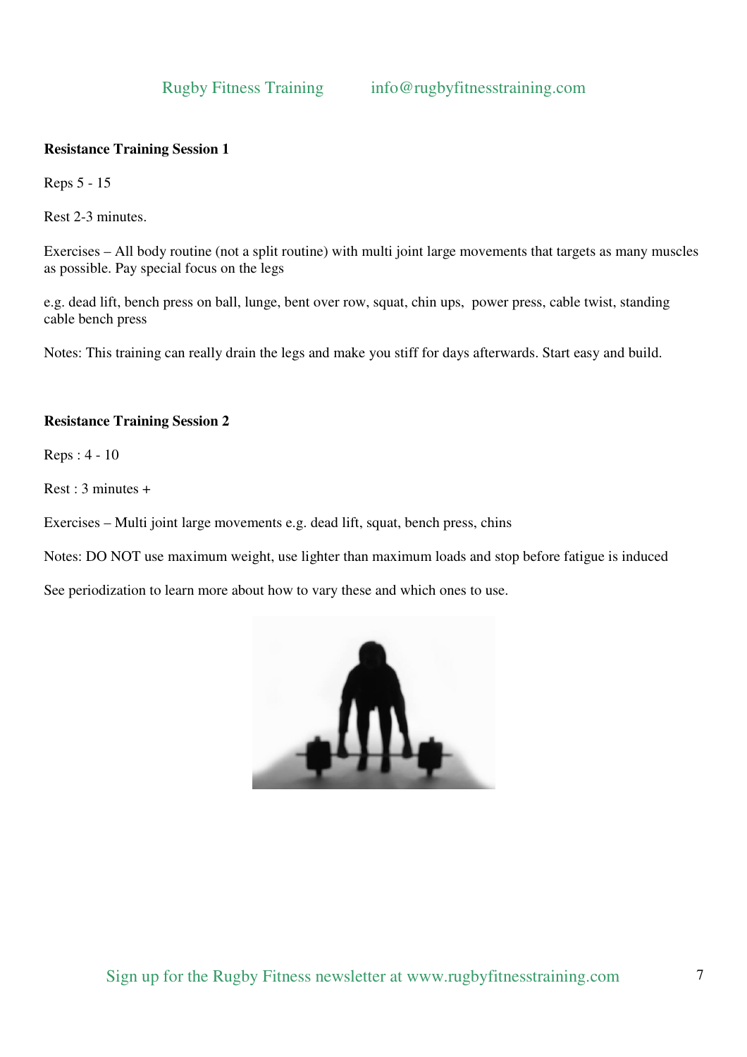## Resistance Training Session 1

Reps 5 - 15

Rest 2-3 minutes.

Exercises – All body routine (not a split routine) with multi joint large movements that targets as many muscles as possible. Pay special focus on the legs

e.g. dead lift, bench press on ball, lunge, bent over row, squat, chin ups, power press, cable twist, standing cable bench press

Notes: This training can really drain the legs and make you stiff for days afterwards. Start easy and build.

## Resistance Training Session 2

Reps : 4 - 10

Rest : 3 minutes +

Exercises – Multi joint large movements e.g. dead lift, squat, bench press, chins

Notes: DO NOT use maximum weight, use lighter than maximum loads and stop before fatigue is induced

See periodization to learn more about how to vary these and which ones to use.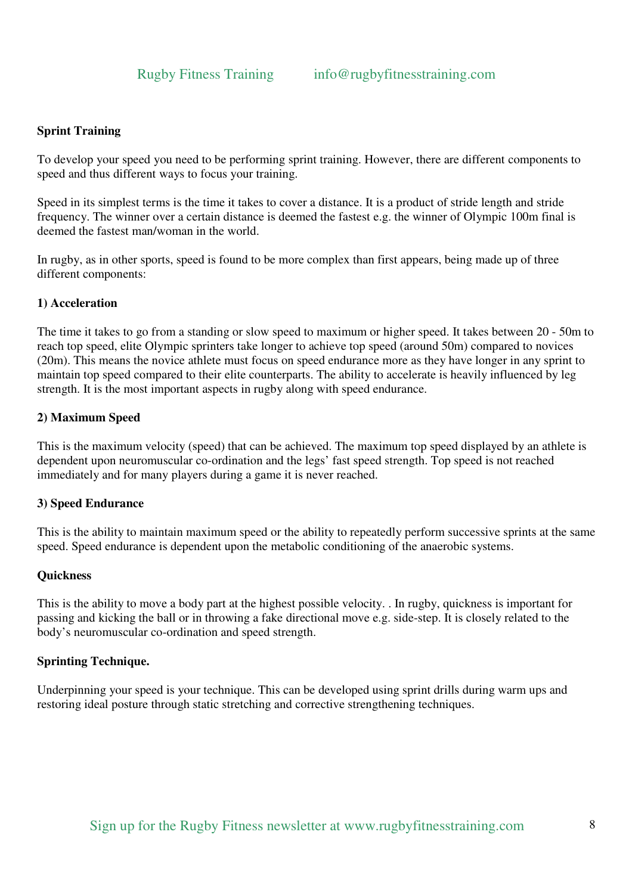## Sprint Training

To develop your speed you need to be performing sprint training. However, there are different components to speed and thus different ways to focus your training.

Speed in its simplest terms is the time it takes to cover a distance. It is a product of stride length and stride frequency. The winner over a certain distance is deemed the fastest e.g. the winner of Olympic 100m final is deemed the fastest man/woman in the world.

In rugby, as in other sports, speed is found to be more complex than first appears, being made up of three different components:

### 1) Acceleration

The time it takes to go from a standing or slow speed to maximum or higher speed. It takes between 20 - 50m to reach top speed, elite Olympic sprinters take longer to achieve top speed (around 50m) compared to novices (20m). This means the novice athlete must focus on speed endurance more as they have longer in any sprint to maintain top speed compared to their elite counterparts. The ability to accelerate is heavily influenced by leg strength. It is the most important aspects in rugby along with speed endurance.

### 2) Maximum Speed

This is the maximum velocity (speed) that can be achieved. The maximum top speed displayed by an athlete is dependent upon neuromuscular co-ordination and the legs' fast speed strength. Top speed is not reached immediately and for many players during a game it is never reached.

### 3) Speed Endurance

This is the ability to maintain maximum speed or the ability to repeatedly perform successive sprints at the same speed. Speed endurance is dependent upon the metabolic conditioning of the anaerobic systems.

### Quickness

This is the ability to move a body part at the highest possible velocity. . In rugby, quickness is important for passing and kicking the ball or in throwing a fake directional move e.g. side-step. It is closely related to the body's neuromuscular co-ordination and speed strength.

### Sprinting Technique.

Underpinning your speed is your technique. This can be developed using sprint drills during warm ups and restoring ideal posture through static stretching and corrective strengthening techniques.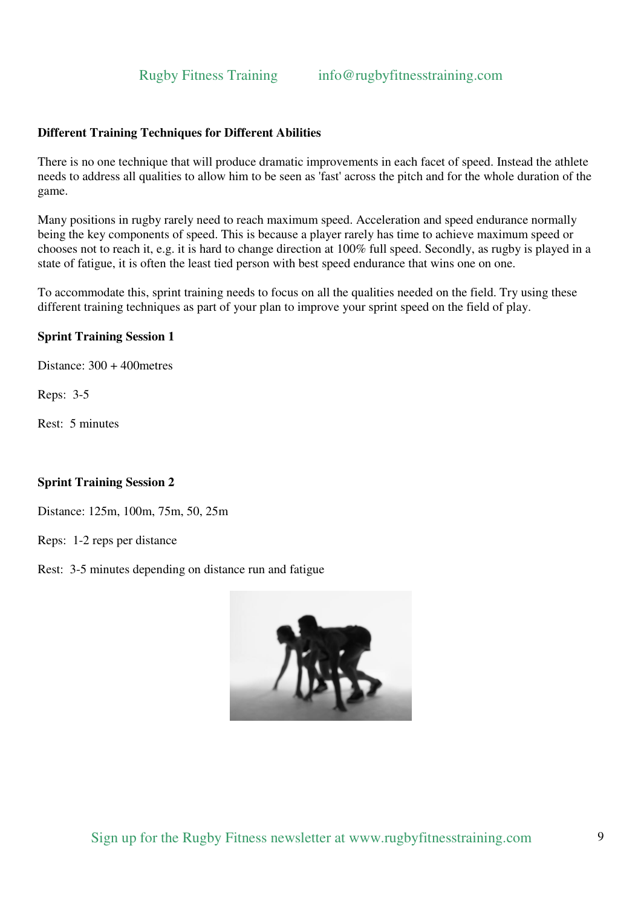**Different Training Techniques for Different Abilities**

There is no one technique that will produce dramatic improvements in each facet of speed. Instead the athlete needs to address all qualities to allow him to be seen as 'fast' across the pitch and for the whole duration of the game.

Many positions in rugby rarely need to reach maximum speed. Acceleration and speed endurance normally being the key components of speed. This is because a player rarely has time to achieve maximum speed or chooses not to reach it, e.g. it is hard to change direction at 100% full speed. Secondly, as rugby is played in a state of fatigue, it is often the least tied person with best speed endurance that wins one on one.

To accommodate this, sprint training needs to focus on all the qualities needed on the field. Try using these different training techniques as part of your plan to improve your sprint speed on the field of play.

**Sprint Training Session 1**

Distance: 300 + 400metres

Reps: 3-5

Rest: 5 minutes

**Sprint Training Session 2**

Distance: 125m, 100m, 75m, 50, 25m

Reps: 1-2 reps per distance

Rest: 3-5 minutes depending on distance run and fatigue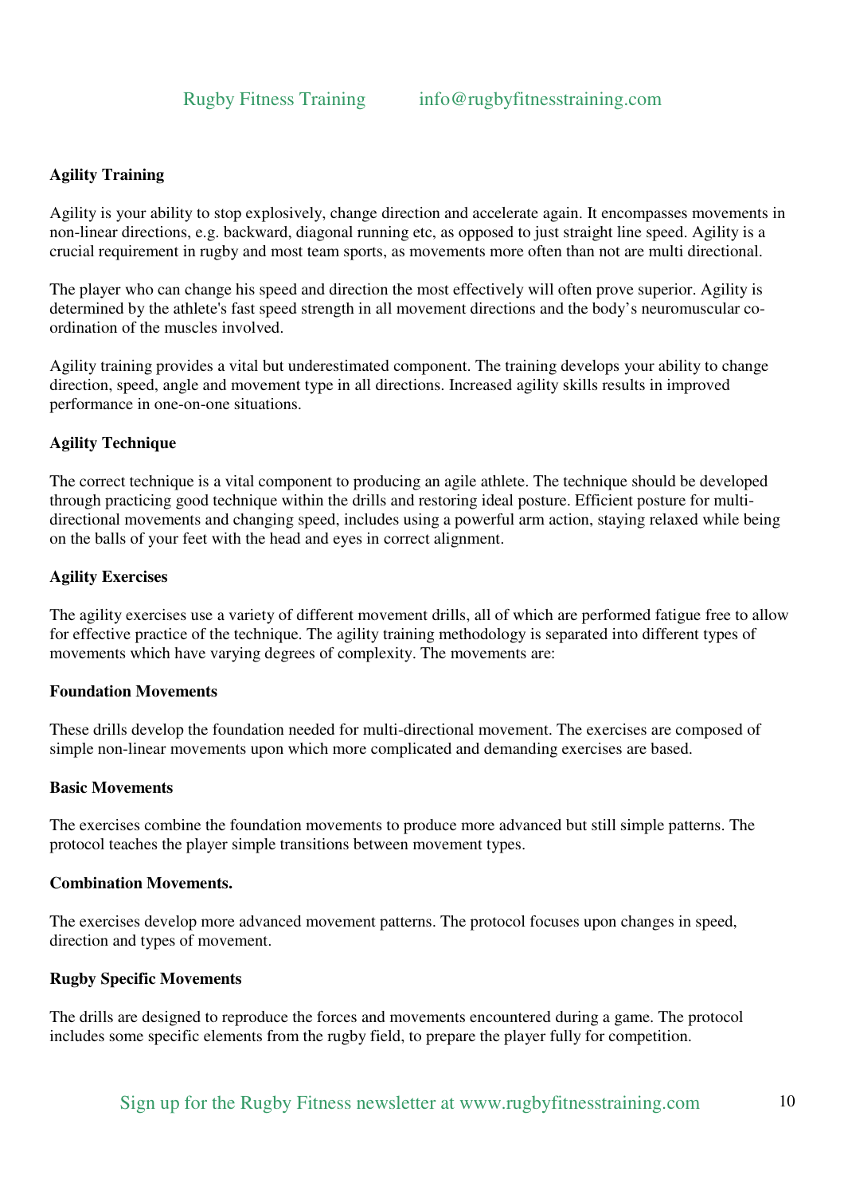## Agility Training

Agility is your ability to stop explosively, change direction and accelerate again. It encompasses movements in non-linear directions, e.g. backward, diagonal running etc, as opposed to just straight line speed. Agility is a crucial requirement in rugby and most team sports, as movements more often than not are multi directional.

The player who can change his speed and direction the most effectively will often prove superior. Agility is determined by the athlete's fast speed strength in all movement directions and the body's neuromuscular co-ordination of the muscles involved.

Agility training provides a vital but underestimated component. The training develops your ability to change direction, speed, angle and movement type in all directions. Increased agility skills results in improved performance in one-on-one situations.

## Agility Technique

The correct technique is a vital component to producing an agile athlete. The technique should be developed through practicing good technique within the drills and restoring ideal posture. Efficient posture for multi-directional movements and changing speed, includes using a powerful arm action, staying relaxed while being on the balls of your feet with the head and eyes in correct alignment.

## Agility Exercises

The agility exercises use a variety of different movement drills, all of which are performed fatigue free to allow for effective practice of the technique. The agility training methodology is separated into different types of movements which have varying degrees of complexity. The movements are:

### Foundation Movements

These drills develop the foundation needed for multi-directional movement. The exercises are composed of simple non-linear movements upon which more complicated and demanding exercises are based.

### Basic Movements

The exercises combine the foundation movements to produce more advanced but still simple patterns. The protocol teaches the player simple transitions between movement types.

### Combination Movements.

The exercises develop more advanced movement patterns. The protocol focuses upon changes in speed, direction and types of movement.

### Rugby Specific Movements

The drills are designed to reproduce the forces and movements encountered during a game. The protocol includes some specific elements from the rugby field, to prepare the player fully for competition.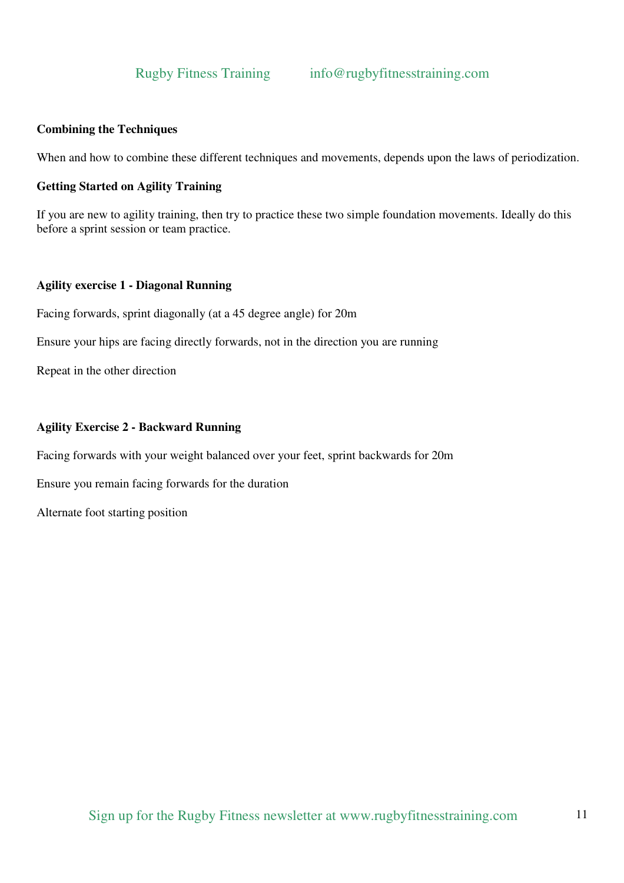**Combining the Techniques**

When and how to combine these different techniques and movements, depends upon the laws of periodization.

**Getting Started on Agility Training**

If you are new to agility training, then try to practice these two simple foundation movements. Ideally do this before a sprint session or team practice.

**Agility exercise 1 - Diagonal Running**

Facing forwards, sprint diagonally (at a 45 degree angle) for 20m

Ensure your hips are facing directly forwards, not in the direction you are running

Repeat in the other direction

**Agility Exercise 2 - Backward Running**

Facing forwards with your weight balanced over your feet, sprint backwards for 20m

Ensure you remain facing forwards for the duration

Alternate foot starting position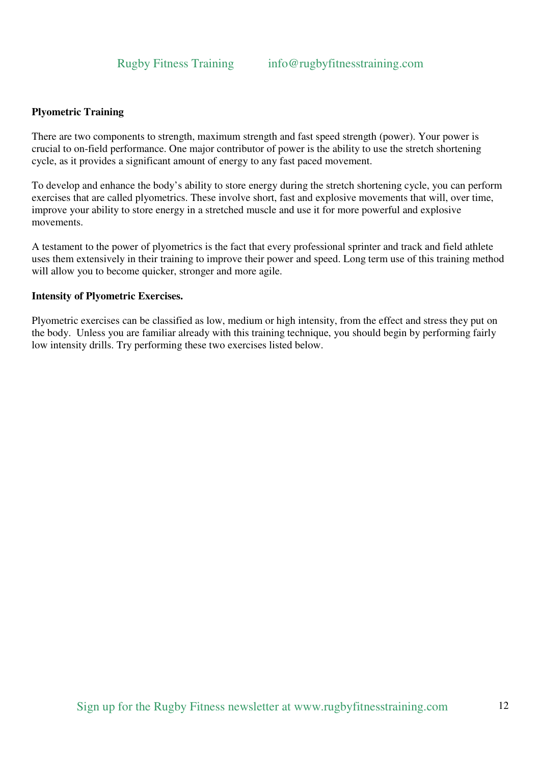**Plyometric Training**

There are two components to strength, maximum strength and fast speed strength (power). Your power is crucial to on-field performance. One major contributor of power is the ability to use the stretch shortening cycle, as it provides a significant amount of energy to any fast paced movement.

To develop and enhance the body's ability to store energy during the stretch shortening cycle, you can perform exercises that are called plyometrics. These involve short, fast and explosive movements that will, over time, improve your ability to store energy in a stretched muscle and use it for more powerful and explosive movements.

A testament to the power of plyometrics is the fact that every professional sprinter and track and field athlete uses them extensively in their training to improve their power and speed. Long term use of this training method will allow you to become quicker, stronger and more agile.

**Intensity of Plyometric Exercises.**

Plyometric exercises can be classified as low, medium or high intensity, from the effect and stress they put on the body. Unless you are familiar already with this training technique, you should begin by performing fairly low intensity drills. Try performing these two exercises listed below.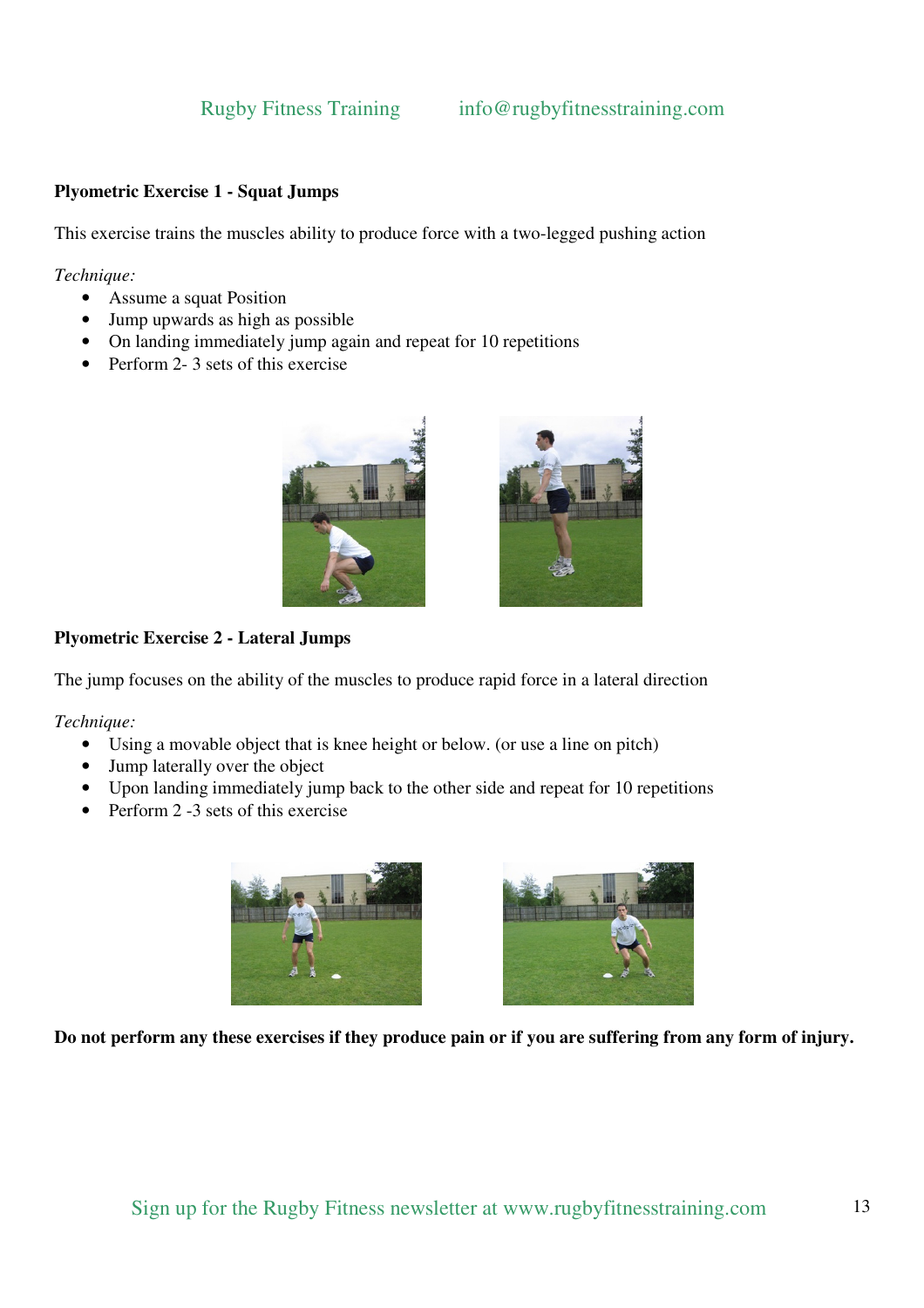**Plyometric Exercise 1 - Squat Jumps**

This exercise trains the muscles ability to produce force with a two-legged pushing action

*Technique:*

- Assume a squat Position
- Jump upwards as high as possible
- On landing immediately jump again and repeat for 10 repetitions
- Perform 2- 3 sets of this exercise

**Plyometric Exercise 2 - Lateral Jumps**

The jump focuses on the ability of the muscles to produce rapid force in a lateral direction

*Technique:*

- Using a movable object that is knee height or below. (or use a line on pitch)
- Jump laterally over the object
- Upon landing immediately jump back to the other side and repeat for 10 repetitions
- Perform 2 -3 sets of this exercise

**Do not perform any these exercises if they produce pain or if you are suffering from any form of injury.**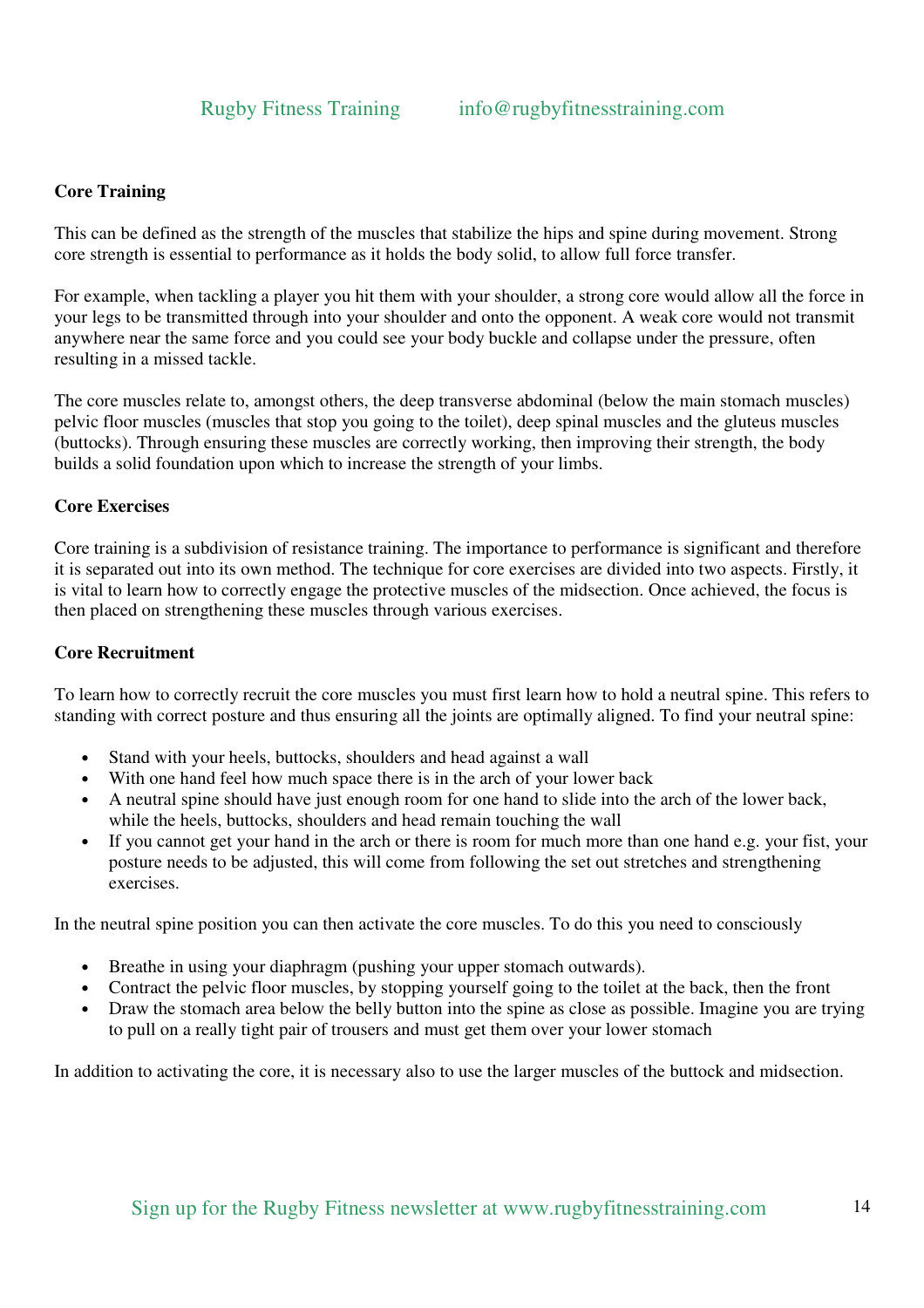**Core Training**

This can be defined as the strength of the muscles that stabilize the hips and spine during movement. Strong core strength is essential to performance as it holds the body solid, to allow full force transfer.

For example, when tackling a player you hit them with your shoulder, a strong core would allow all the force in your legs to be transmitted through into your shoulder and onto the opponent. A weak core would not transmit anywhere near the same force and you could see your body buckle and collapse under the pressure, often resulting in a missed tackle.

The core muscles relate to, amongst others, the deep transverse abdominal (below the main stomach muscles) pelvic floor muscles (muscles that stop you going to the toilet), deep spinal muscles and the gluteus muscles (buttocks). Through ensuring these muscles are correctly working, then improving their strength, the body builds a solid foundation upon which to increase the strength of your limbs.

**Core Exercises**

Core training is a subdivision of resistance training. The importance to performance is significant and therefore it is separated out into its own method. The technique for core exercises are divided into two aspects. Firstly, it is vital to learn how to correctly engage the protective muscles of the midsection. Once achieved, the focus is then placed on strengthening these muscles through various exercises.

**Core Recruitment**

To learn how to correctly recruit the core muscles you must first learn how to hold a neutral spine. This refers to standing with correct posture and thus ensuring all the joints are optimally aligned. To find your neutral spine:

- Stand with your heels, buttocks, shoulders and head against a wall
- With one hand feel how much space there is in the arch of your lower back
- A neutral spine should have just enough room for one hand to slide into the arch of the lower back, while the heels, buttocks, shoulders and head remain touching the wall
- If you cannot get your hand in the arch or there is room for much more than one hand e.g. your fist, your posture needs to be adjusted, this will come from following the set out stretches and strengthening exercises.

In the neutral spine position you can then activate the core muscles. To do this you need to consciously

- Breathe in using your diaphragm (pushing your upper stomach outwards).
- Contract the pelvic floor muscles, by stopping yourself going to the toilet at the back, then the front
- Draw the stomach area below the belly button into the spine as close as possible. Imagine you are trying to pull on a really tight pair of trousers and must get them over your lower stomach

In addition to activating the core, it is necessary also to use the larger muscles of the buttock and midsection.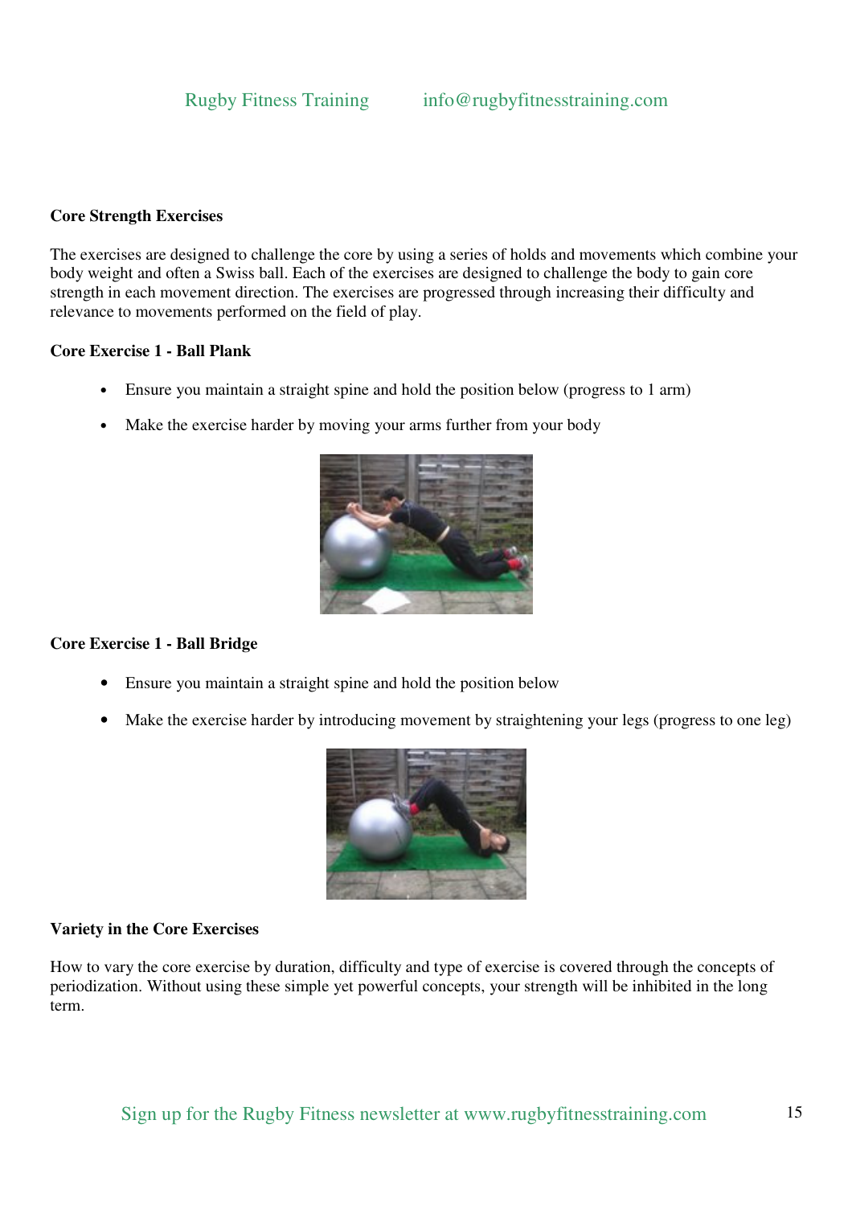**Core Strength Exercises**

The exercises are designed to challenge the core by using a series of holds and movements which combine your body weight and often a Swiss ball. Each of the exercises are designed to challenge the body to gain core strength in each movement direction. The exercises are progressed through increasing their difficulty and relevance to movements performed on the field of play.

**Core Exercise 1 - Ball Plank**

- Ensure you maintain a straight spine and hold the position below (progress to 1 arm)
- Make the exercise harder by moving your arms further from your body

**Core Exercise 1 - Ball Bridge**

- Ensure you maintain a straight spine and hold the position below
- Make the exercise harder by introducing movement by straightening your legs (progress to one leg)

**Variety in the Core Exercises**

How to vary the core exercise by duration, difficulty and type of exercise is covered through the concepts of periodization. Without using these simple yet powerful concepts, your strength will be inhibited in the long term.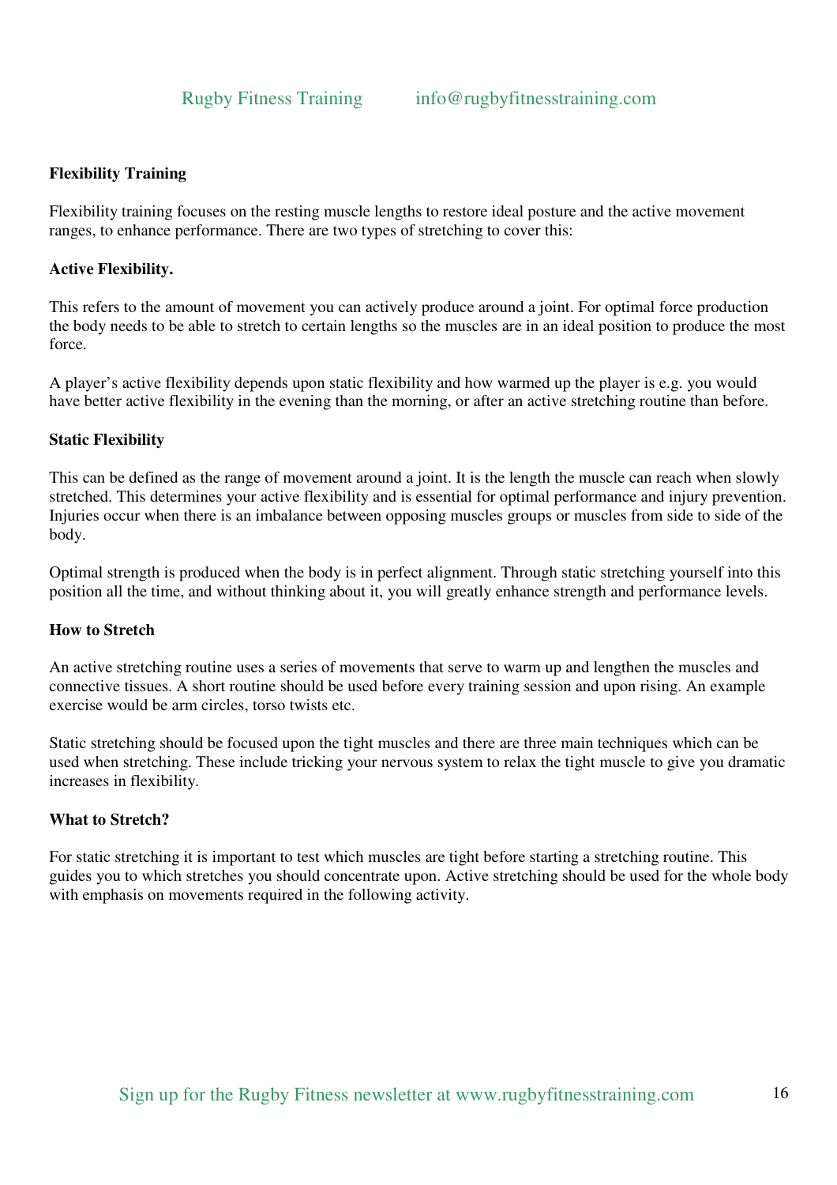## Flexibility Training

Flexibility training focuses on the resting muscle lengths to restore ideal posture and the active movement ranges, to enhance performance. There are two types of stretching to cover this:

### Active Flexibility.

This refers to the amount of movement you can actively produce around a joint. For optimal force production the body needs to be able to stretch to certain lengths so the muscles are in an ideal position to produce the most force.

A player's active flexibility depends upon static flexibility and how warmed up the player is e.g. you would have better active flexibility in the evening than the morning, or after an active stretching routine than before.

### Static Flexibility

This can be defined as the range of movement around a joint. It is the length the muscle can reach when slowly stretched. This determines your active flexibility and is essential for optimal performance and injury prevention. Injuries occur when there is an imbalance between opposing muscles groups or muscles from side to side of the body.

Optimal strength is produced when the body is in perfect alignment. Through static stretching yourself into this position all the time, and without thinking about it, you will greatly enhance strength and performance levels.

### How to Stretch

An active stretching routine uses a series of movements that serve to warm up and lengthen the muscles and connective tissues. A short routine should be used before every training session and upon rising. An example exercise would be arm circles, torso twists etc.

Static stretching should be focused upon the tight muscles and there are three main techniques which can be used when stretching. These include tricking your nervous system to relax the tight muscle to give you dramatic increases in flexibility.

### What to Stretch?

For static stretching it is important to test which muscles are tight before starting a stretching routine. This guides you to which stretches you should concentrate upon. Active stretching should be used for the whole body with emphasis on movements required in the following activity.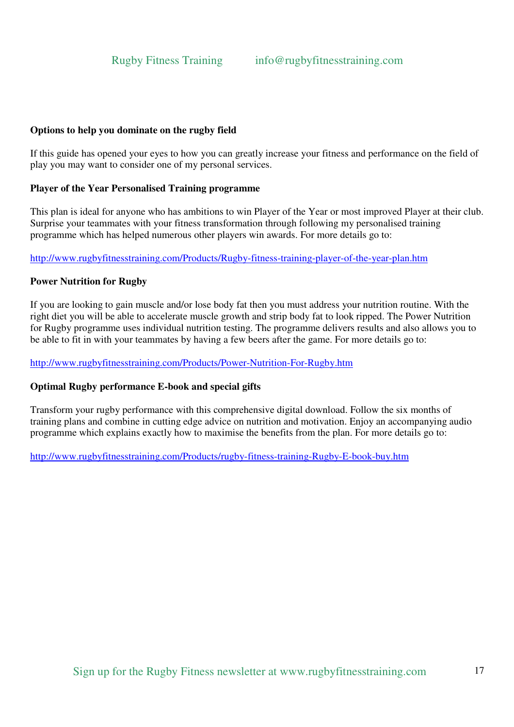**Options to help you dominate on the rugby field**

If this guide has opened your eyes to how you can greatly increase your fitness and performance on the field of play you may want to consider one of my personal services.

**Player of the Year Personalised Training programme**

This plan is ideal for anyone who has ambitions to win Player of the Year or most improved Player at their club. Surprise your teammates with your fitness transformation through following my personalised training programme which has helped numerous other players win awards. For more details go to:

http://www.rugbyfitnesstraining.com/Products/Rugby-fitness-training-player-of-the-year-plan.htm

**Power Nutrition for Rugby**

If you are looking to gain muscle and/or lose body fat then you must address your nutrition routine. With the right diet you will be able to accelerate muscle growth and strip body fat to look ripped. The Power Nutrition for Rugby programme uses individual nutrition testing. The programme delivers results and also allows you to be able to fit in with your teammates by having a few beers after the game. For more details go to:

http://www.rugbyfitnesstraining.com/Products/Power-Nutrition-For-Rugby.htm

**Optimal Rugby performance E-book and special gifts**

Transform your rugby performance with this comprehensive digital download. Follow the six months of training plans and combine in cutting edge advice on nutrition and motivation. Enjoy an accompanying audio programme which explains exactly how to maximise the benefits from the plan. For more details go to:

http://www.rugbyfitnesstraining.com/Products/rugby-fitness-training-Rugby-E-book-buy.htm